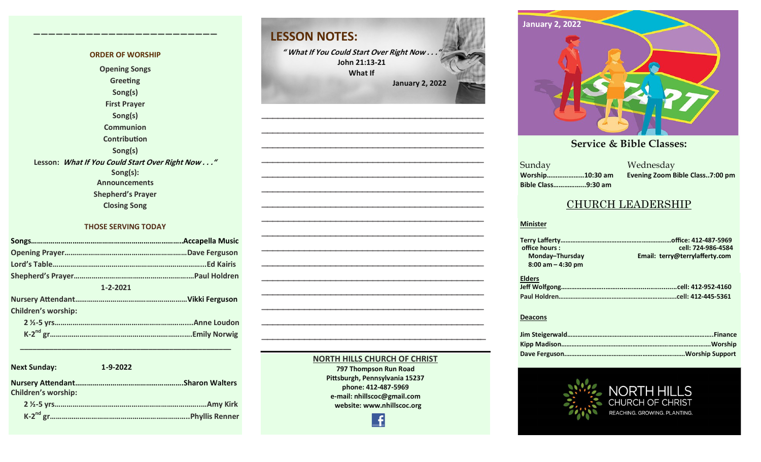———————————————————

## ORDER OF WORSHIP

Opening Songs

Greeting

Song(s)

First Prayer

Song(s)

Communion

Contribution

Song(s)

Lesson: *What If You Could Start Over Right Now . . ."*

Song(s):

Announcements

Shepherd's Prayer

Closing Song

## THOSE SERVING TODAY

**Songs**……………………………………………………………….**Accapella Music**

**Opening Prayer**……………………………………………….**Dave Ferguson**

**Lord's Table**…………………………………………………………….**Ed Kairis**

**Shepherd's Prayer**………………………………………………**Paul Holdren**

**1-2-2021**

**Nursery Attendant**…………………………………………….**Vikki Ferguson**

**Children's worship:**

2 ½-5 yrs………………………………………………………….Anne Loudon

K-2nd gr……………………………………………………………Emily Norwig

———————————————————

**Next Sunday: 1-9-2022**

**Nursery Attendant**…………………………………………….**Sharon Walters**

**Children's worship:**

2 ½-5 yrs…………………………………………………………….Amy Kirk

K-2nd gr……………………………………………………………Phyllis Renner

## LESSON NOTES:

*" What If You Could Start Over Right Now . . ."*

**John 21:13-21**

**What If**

**January 2, 2022**

________________________________________________

________________________________________________

________________________________________________

________________________________________________

________________________________________________

________________________________________________

________________________________________________

________________________________________________

________________________________________________

________________________________________________

________________________________________________

________________________________________________

________________________________________________

________________________________________________

________________________________________________

________________________________________________

**NORTH HILLS CHURCH OF CHRIST**

797 Thompson Run Road

Pittsburgh, Pennsylvania 15237

phone: 412-487-5969

e-mail: nhillscoc@gmail.com

website: www.nhillscoc.org

**January 2, 2022**

## Service & Bible Classes:

Sunday

**Worship**…………………**10:30 am**

**Bible Class**………………**9:30 am**

Wednesday

**Evening Zoom Bible Class..7:00 pm**

## CHURCH LEADERSHIP

**Minister**

**Terry Lafferty**……………………………………………………**office: 412-487-5969**

office hours : **cell: 724-986-4584**

Monday–Thursday

8:00 am – 4:30 pm

**Email: terry@terrylafferty.com**

**Elders**

**Jeff Wolfgong**…………………………………………………**cell: 412-952-4160**

**Paul Holdren**…………………………………………………**cell: 412-445-5361**

**Deacons**

**Jim Steigerwald**……………………………………………………………**Finance**

**Kipp Madison**……………………………………………………………**Worship**

**Dave Ferguson**……………………………………………………**Worship Support**

NORTH HILLS CHURCH OF CHRIST

REACHING. GROWING. PLANTING.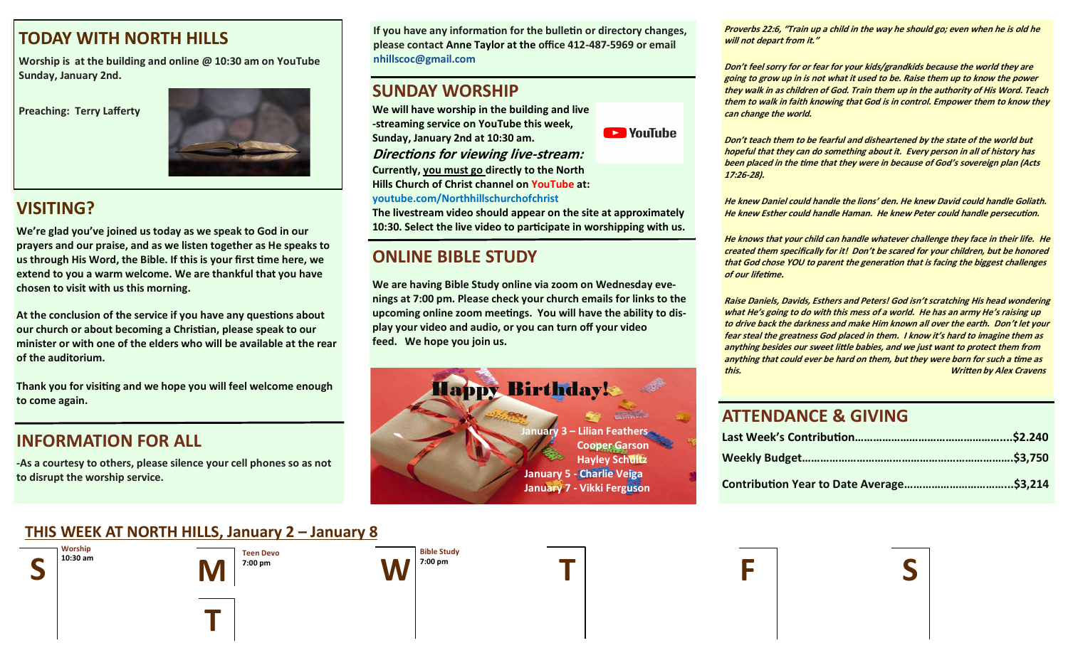## TODAY WITH NORTH HILLS

**Worship is at the building and online @ 10:30 am on YouTube Sunday, January 2nd.**

**Preaching: Terry Lafferty**

## VISITING?

**We're glad you've joined us today as we speak to God in our prayers and our praise, and as we listen together as He speaks to us through His Word, the Bible. If this is your first time here, we extend to you a warm welcome. We are thankful that you have chosen to visit with us this morning.**

**At the conclusion of the service if you have any questions about our church or about becoming a Christian, please speak to our minister or with one of the elders who will be available at the rear of the auditorium.**

**Thank you for visiting and we hope you will feel welcome enough to come again.**

## INFORMATION FOR ALL

**-As a courtesy to others, please silence your cell phones so as not to disrupt the worship service.**

**If you have any information for the bulletin or directory changes, please contact Anne Taylor at the office 412-487-5969 or email nhillscoc@gmail.com**

## SUNDAY WORSHIP

**We will have worship in the building and live-streaming service on YouTube this week, Sunday, January 2nd at 10:30 am.**

***Directions for viewing live-stream:***

**Currently, you must go directly to the North Hills Church of Christ channel on YouTube at: youtube.com/Northhillschurchofchrist**

**The livestream video should appear on the site at approximately 10:30. Select the live video to participate in worshipping with us.**

## ONLINE BIBLE STUDY

**We are having Bible Study online via zoom on Wednesday evenings at 7:00 pm. Please check your church emails for links to the upcoming online zoom meetings. You will have the ability to display your video and audio, or you can turn off your video feed. We hope you join us.**

**Happy Birthday!**

**January 3 – Lilian Feathers**
**Cooper Garson**
**Hayley Schultz**
**January 5 - Charlie Veiga**
**January 7 - Vikki Ferguson**

***Proverbs 22:6, "Train up a child in the way he should go; even when he is old he will not depart from it."***

***Don't feel sorry for or fear for your kids/grandkids because the world they are going to grow up in is not what it used to be. Raise them up to know the power they walk in as children of God. Train them up in the authority of His Word. Teach them to walk in faith knowing that God is in control. Empower them to know they can change the world.***

***Don't teach them to be fearful and disheartened by the state of the world but hopeful that they can do something about it. Every person in all of history has been placed in the time that they were in because of God's sovereign plan (Acts 17:26-28).***

***He knew Daniel could handle the lions' den. He knew David could handle Goliath. He knew Esther could handle Haman. He knew Peter could handle persecution.***

***He knows that your child can handle whatever challenge they face in their life. He created them specifically for it! Don't be scared for your children, but be honored that God chose YOU to parent the generation that is facing the biggest challenges of our lifetime.***

***Raise Daniels, Davids, Esthers and Peters! God isn't scratching His head wondering what He's going to do with this mess of a world. He has an army He's raising up to drive back the darkness and make Him known all over the earth. Don't let your fear steal the greatness God placed in them. I know it's hard to imagine them as anything besides our sweet little babies, and we just want to protect them from anything that could ever be hard on them, but they were born for such a time as this.*** *Written by Alex Cravens*

## ATTENDANCE & GIVING

**Last Week's Contribution……………………………………………..$2.240**

**Weekly Budget……………………………………………………………$3,750**

**Contribution Year to Date Average………………………………$3,214**

## THIS WEEK AT NORTH HILLS, January 2 – January 8

**S** — Worship 10:30 am

**M** — Teen Devo 7:00 pm

**T**

**W** — Bible Study 7:00 pm

**T**

**F**

**S**